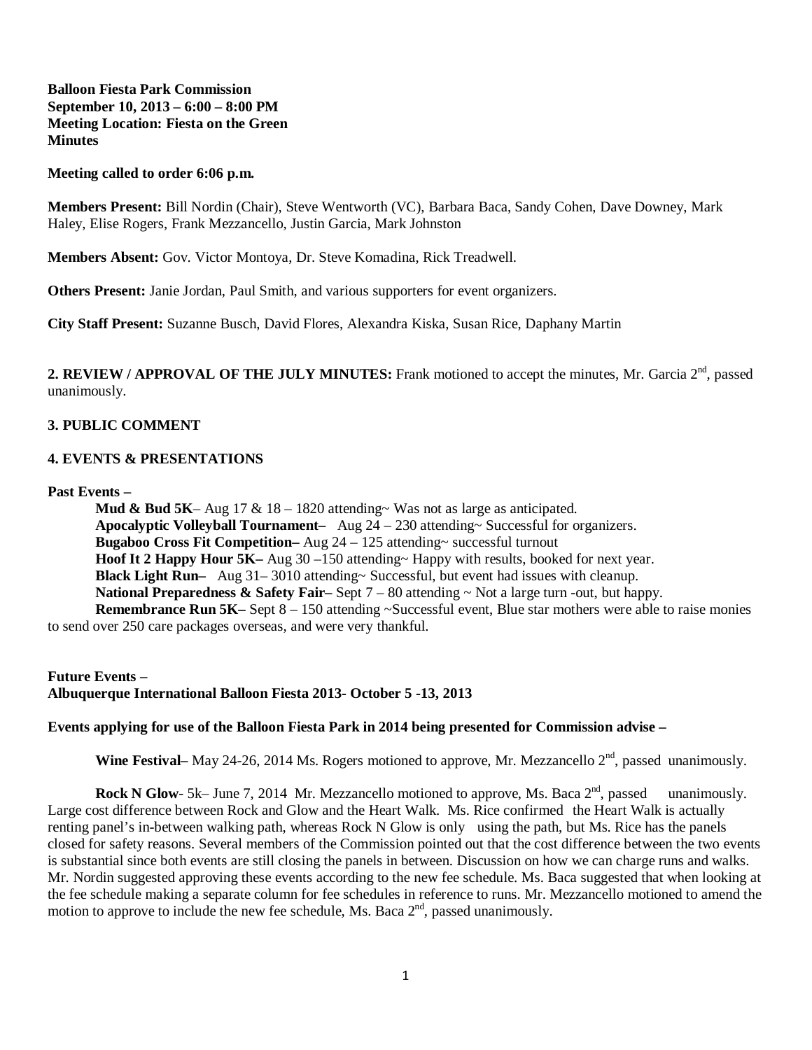**Balloon Fiesta Park Commission**
**September 10, 2013 – 6:00 – 8:00 PM**
**Meeting Location: Fiesta on the Green**
**Minutes**

**Meeting called to order 6:06 p.m.**

**Members Present:** Bill Nordin (Chair), Steve Wentworth (VC), Barbara Baca, Sandy Cohen, Dave Downey, Mark Haley, Elise Rogers, Frank Mezzancello, Justin Garcia, Mark Johnston

**Members Absent:** Gov. Victor Montoya, Dr. Steve Komadina, Rick Treadwell.

**Others Present:** Janie Jordan, Paul Smith, and various supporters for event organizers.

**City Staff Present:** Suzanne Busch, David Flores, Alexandra Kiska, Susan Rice, Daphany Martin

**2. REVIEW / APPROVAL OF THE JULY MINUTES:** Frank motioned to accept the minutes, Mr. Garcia 2nd, passed unanimously.

**3. PUBLIC COMMENT**

**4. EVENTS & PRESENTATIONS**

**Past Events –**

**Mud & Bud 5K**– Aug 17 & 18 – 1820 attending~ Was not as large as anticipated.
**Apocalyptic Volleyball Tournament–** Aug 24 – 230 attending~ Successful for organizers.
**Bugaboo Cross Fit Competition–** Aug 24 – 125 attending~ successful turnout
**Hoof It 2 Happy Hour 5K–** Aug 30 –150 attending~ Happy with results, booked for next year.
**Black Light Run–** Aug 31– 3010 attending~ Successful, but event had issues with cleanup.
**National Preparedness & Safety Fair–** Sept 7 – 80 attending ~ Not a large turn -out, but happy.
**Remembrance Run 5K–** Sept 8 – 150 attending ~Successful event, Blue star mothers were able to raise monies to send over 250 care packages overseas, and were very thankful.

**Future Events –**
**Albuquerque International Balloon Fiesta 2013- October 5 -13, 2013**

**Events applying for use of the Balloon Fiesta Park in 2014 being presented for Commission advise –**

**Wine Festival–** May 24-26, 2014 Ms. Rogers motioned to approve, Mr. Mezzancello 2nd, passed unanimously.

**Rock N Glow**- 5k– June 7, 2014 Mr. Mezzancello motioned to approve, Ms. Baca 2nd, passed unanimously. Large cost difference between Rock and Glow and the Heart Walk. Ms. Rice confirmed the Heart Walk is actually renting panel's in-between walking path, whereas Rock N Glow is only using the path, but Ms. Rice has the panels closed for safety reasons. Several members of the Commission pointed out that the cost difference between the two events is substantial since both events are still closing the panels in between. Discussion on how we can charge runs and walks. Mr. Nordin suggested approving these events according to the new fee schedule. Ms. Baca suggested that when looking at the fee schedule making a separate column for fee schedules in reference to runs. Mr. Mezzancello motioned to amend the motion to approve to include the new fee schedule, Ms. Baca 2nd, passed unanimously.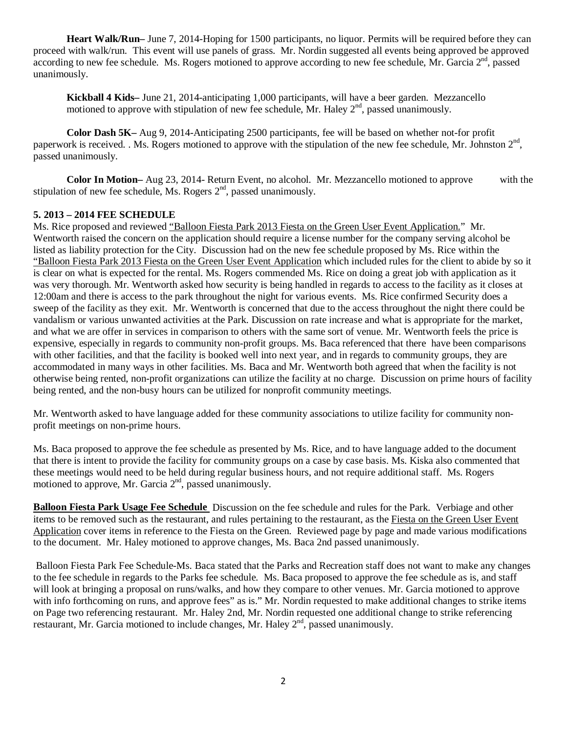**Heart Walk/Run–** June 7, 2014-Hoping for 1500 participants, no liquor. Permits will be required before they can proceed with walk/run. This event will use panels of grass. Mr. Nordin suggested all events being approved be approved according to new fee schedule. Ms. Rogers motioned to approve according to new fee schedule, Mr. Garcia 2nd, passed unanimously.

**Kickball 4 Kids–** June 21, 2014-anticipating 1,000 participants, will have a beer garden. Mezzancello motioned to approve with stipulation of new fee schedule, Mr. Haley 2nd, passed unanimously.

**Color Dash 5K–** Aug 9, 2014-Anticipating 2500 participants, fee will be based on whether not-for profit paperwork is received. . Ms. Rogers motioned to approve with the stipulation of the new fee schedule, Mr. Johnston 2nd, passed unanimously.

**Color In Motion–** Aug 23, 2014- Return Event, no alcohol. Mr. Mezzancello motioned to approve with the stipulation of new fee schedule, Ms. Rogers 2nd, passed unanimously.

**5. 2013 – 2014 FEE SCHEDULE**

Ms. Rice proposed and reviewed "Balloon Fiesta Park 2013 Fiesta on the Green User Event Application." Mr. Wentworth raised the concern on the application should require a license number for the company serving alcohol be listed as liability protection for the City. Discussion had on the new fee schedule proposed by Ms. Rice within the "Balloon Fiesta Park 2013 Fiesta on the Green User Event Application which included rules for the client to abide by so it is clear on what is expected for the rental. Ms. Rogers commended Ms. Rice on doing a great job with application as it was very thorough. Mr. Wentworth asked how security is being handled in regards to access to the facility as it closes at 12:00am and there is access to the park throughout the night for various events. Ms. Rice confirmed Security does a sweep of the facility as they exit. Mr. Wentworth is concerned that due to the access throughout the night there could be vandalism or various unwanted activities at the Park. Discussion on rate increase and what is appropriate for the market, and what we are offer in services in comparison to others with the same sort of venue. Mr. Wentworth feels the price is expensive, especially in regards to community non-profit groups. Ms. Baca referenced that there have been comparisons with other facilities, and that the facility is booked well into next year, and in regards to community groups, they are accommodated in many ways in other facilities. Ms. Baca and Mr. Wentworth both agreed that when the facility is not otherwise being rented, non-profit organizations can utilize the facility at no charge. Discussion on prime hours of facility being rented, and the non-busy hours can be utilized for nonprofit community meetings.

Mr. Wentworth asked to have language added for these community associations to utilize facility for community non-profit meetings on non-prime hours.

Ms. Baca proposed to approve the fee schedule as presented by Ms. Rice, and to have language added to the document that there is intent to provide the facility for community groups on a case by case basis. Ms. Kiska also commented that these meetings would need to be held during regular business hours, and not require additional staff. Ms. Rogers motioned to approve, Mr. Garcia 2nd, passed unanimously.

**Balloon Fiesta Park Usage Fee Schedule** Discussion on the fee schedule and rules for the Park. Verbiage and other items to be removed such as the restaurant, and rules pertaining to the restaurant, as the Fiesta on the Green User Event Application cover items in reference to the Fiesta on the Green. Reviewed page by page and made various modifications to the document. Mr. Haley motioned to approve changes, Ms. Baca 2nd passed unanimously.

Balloon Fiesta Park Fee Schedule-Ms. Baca stated that the Parks and Recreation staff does not want to make any changes to the fee schedule in regards to the Parks fee schedule. Ms. Baca proposed to approve the fee schedule as is, and staff will look at bringing a proposal on runs/walks, and how they compare to other venues. Mr. Garcia motioned to approve with info forthcoming on runs, and approve fees" as is." Mr. Nordin requested to make additional changes to strike items on Page two referencing restaurant. Mr. Haley 2nd, Mr. Nordin requested one additional change to strike referencing restaurant, Mr. Garcia motioned to include changes, Mr. Haley 2nd, passed unanimously.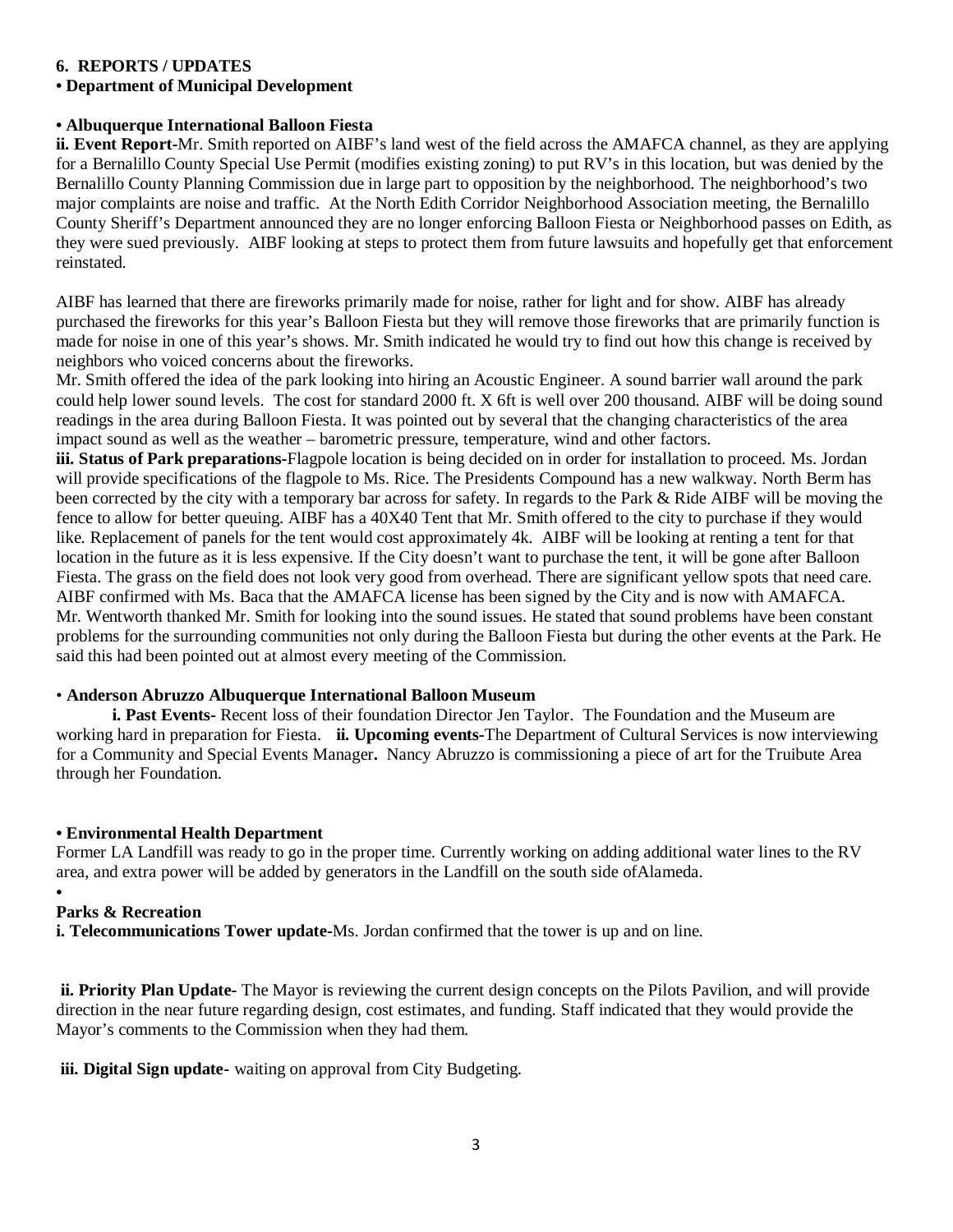**6. REPORTS / UPDATES**

**• Department of Municipal Development**

**• Albuquerque International Balloon Fiesta**

**ii. Event Report-**Mr. Smith reported on AIBF's land west of the field across the AMAFCA channel, as they are applying for a Bernalillo County Special Use Permit (modifies existing zoning) to put RV's in this location, but was denied by the Bernalillo County Planning Commission due in large part to opposition by the neighborhood. The neighborhood's two major complaints are noise and traffic. At the North Edith Corridor Neighborhood Association meeting, the Bernalillo County Sheriff's Department announced they are no longer enforcing Balloon Fiesta or Neighborhood passes on Edith, as they were sued previously. AIBF looking at steps to protect them from future lawsuits and hopefully get that enforcement reinstated.

AIBF has learned that there are fireworks primarily made for noise, rather for light and for show. AIBF has already purchased the fireworks for this year's Balloon Fiesta but they will remove those fireworks that are primarily function is made for noise in one of this year's shows. Mr. Smith indicated he would try to find out how this change is received by neighbors who voiced concerns about the fireworks.

Mr. Smith offered the idea of the park looking into hiring an Acoustic Engineer. A sound barrier wall around the park could help lower sound levels. The cost for standard 2000 ft. X 6ft is well over 200 thousand. AIBF will be doing sound readings in the area during Balloon Fiesta. It was pointed out by several that the changing characteristics of the area impact sound as well as the weather – barometric pressure, temperature, wind and other factors.

**iii. Status of Park preparations-**Flagpole location is being decided on in order for installation to proceed. Ms. Jordan will provide specifications of the flagpole to Ms. Rice. The Presidents Compound has a new walkway. North Berm has been corrected by the city with a temporary bar across for safety. In regards to the Park & Ride AIBF will be moving the fence to allow for better queuing. AIBF has a 40X40 Tent that Mr. Smith offered to the city to purchase if they would like. Replacement of panels for the tent would cost approximately 4k. AIBF will be looking at renting a tent for that location in the future as it is less expensive. If the City doesn't want to purchase the tent, it will be gone after Balloon Fiesta. The grass on the field does not look very good from overhead. There are significant yellow spots that need care. AIBF confirmed with Ms. Baca that the AMAFCA license has been signed by the City and is now with AMAFCA.

Mr. Wentworth thanked Mr. Smith for looking into the sound issues. He stated that sound problems have been constant problems for the surrounding communities not only during the Balloon Fiesta but during the other events at the Park. He said this had been pointed out at almost every meeting of the Commission.

• **Anderson Abruzzo Albuquerque International Balloon Museum**

**i. Past Events-** Recent loss of their foundation Director Jen Taylor. The Foundation and the Museum are working hard in preparation for Fiesta. **ii. Upcoming events-**The Department of Cultural Services is now interviewing for a Community and Special Events Manager**.** Nancy Abruzzo is commissioning a piece of art for the Truibute Area through her Foundation.

**• Environmental Health Department**

Former LA Landfill was ready to go in the proper time. Currently working on adding additional water lines to the RV area, and extra power will be added by generators in the Landfill on the south side ofAlameda.

**• Parks & Recreation**

**i. Telecommunications Tower update-**Ms. Jordan confirmed that the tower is up and on line.

**ii. Priority Plan Update-** The Mayor is reviewing the current design concepts on the Pilots Pavilion, and will provide direction in the near future regarding design, cost estimates, and funding. Staff indicated that they would provide the Mayor's comments to the Commission when they had them.

**iii. Digital Sign update**- waiting on approval from City Budgeting.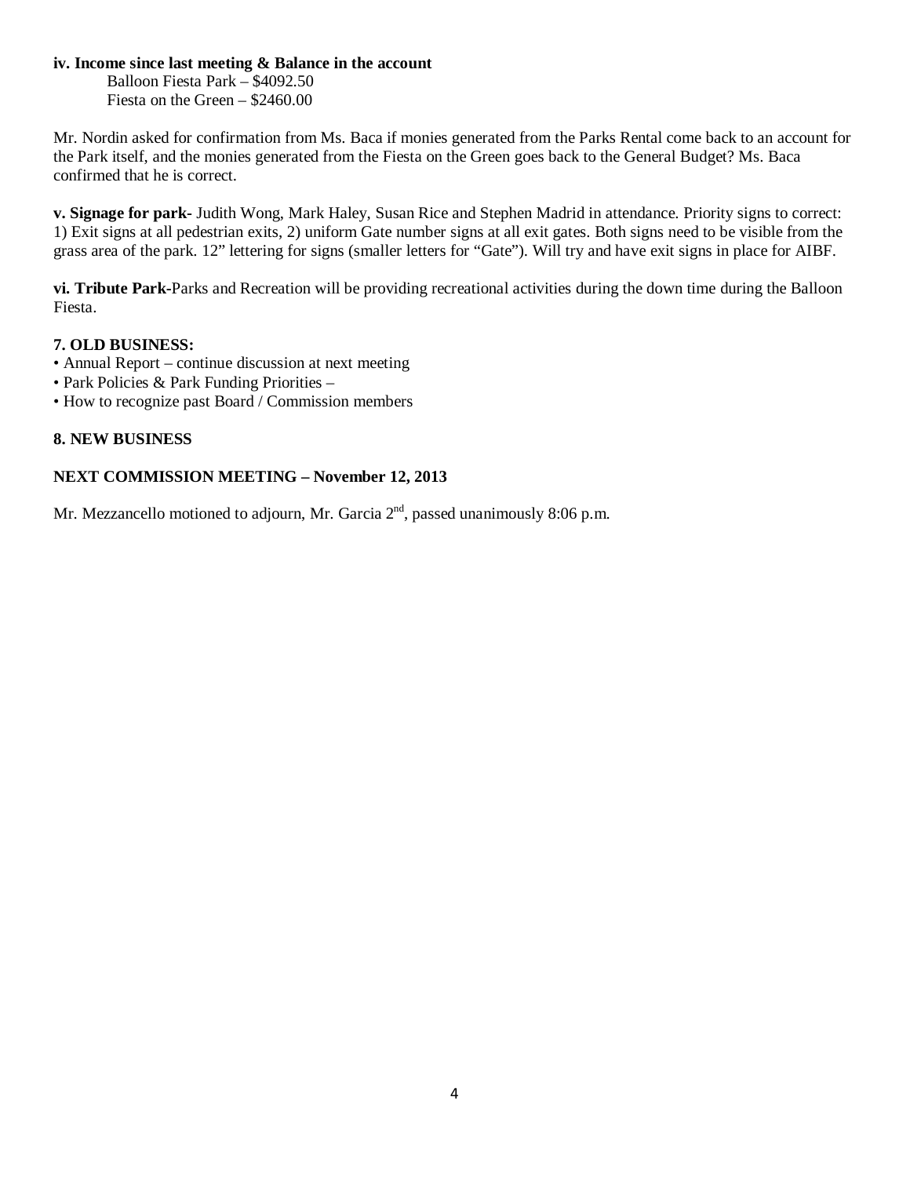**iv. Income since last meeting & Balance in the account**

Balloon Fiesta Park – $4092.50
Fiesta on the Green – $2460.00

Mr. Nordin asked for confirmation from Ms. Baca if monies generated from the Parks Rental come back to an account for the Park itself, and the monies generated from the Fiesta on the Green goes back to the General Budget? Ms. Baca confirmed that he is correct.

**v. Signage for park-** Judith Wong, Mark Haley, Susan Rice and Stephen Madrid in attendance. Priority signs to correct: 1) Exit signs at all pedestrian exits, 2) uniform Gate number signs at all exit gates. Both signs need to be visible from the grass area of the park. 12" lettering for signs (smaller letters for "Gate"). Will try and have exit signs in place for AIBF.

**vi. Tribute Park-**Parks and Recreation will be providing recreational activities during the down time during the Balloon Fiesta.

**7. OLD BUSINESS:**

- Annual Report – continue discussion at next meeting
- Park Policies & Park Funding Priorities –
- How to recognize past Board / Commission members

**8. NEW BUSINESS**

**NEXT COMMISSION MEETING – November 12, 2013**

Mr. Mezzancello motioned to adjourn, Mr. Garcia 2nd, passed unanimously 8:06 p.m.